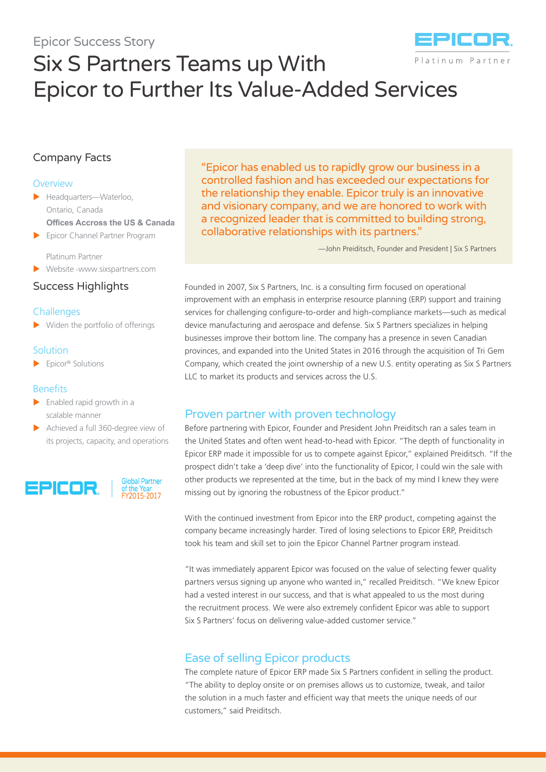Epicor Success Story

# Six S Partners Teams up With Epicor to Further Its Value-Added Services

EPICOR Platinum Partner

## Company Facts

### Overview

- Headquarters—Waterloo, Ontario, Canada
  **Offices Accross the US & Canada**
- Epicor Channel Partner Program

  Platinum Partner
- Website -www.sixspartners.com

## Success Highlights

### Challenges

- Widen the portfolio of offerings

### Solution

- Epicor® Solutions

### Benefits

- Enabled rapid growth in a scalable manner
- Achieved a full 360-degree view of its projects, capacity, and operations

EPICOR | Global Partner of the Year FY2015-2017

> "Epicor has enabled us to rapidly grow our business in a controlled fashion and has exceeded our expectations for the relationship they enable. Epicor truly is an innovative and visionary company, and we are honored to work with a recognized leader that is committed to building strong, collaborative relationships with its partners."
>
> —John Preiditsch, Founder and President | Six S Partners

Founded in 2007, Six S Partners, Inc. is a consulting firm focused on operational improvement with an emphasis in enterprise resource planning (ERP) support and training services for challenging configure-to-order and high-compliance markets—such as medical device manufacturing and aerospace and defense. Six S Partners specializes in helping businesses improve their bottom line. The company has a presence in seven Canadian provinces, and expanded into the United States in 2016 through the acquisition of Tri Gem Company, which created the joint ownership of a new U.S. entity operating as Six S Partners LLC to market its products and services across the U.S.

## Proven partner with proven technology

Before partnering with Epicor, Founder and President John Preiditsch ran a sales team in the United States and often went head-to-head with Epicor. "The depth of functionality in Epicor ERP made it impossible for us to compete against Epicor," explained Preiditsch. "If the prospect didn't take a 'deep dive' into the functionality of Epicor, I could win the sale with other products we represented at the time, but in the back of my mind I knew they were missing out by ignoring the robustness of the Epicor product."

With the continued investment from Epicor into the ERP product, competing against the company became increasingly harder. Tired of losing selections to Epicor ERP, Preiditsch took his team and skill set to join the Epicor Channel Partner program instead.

"It was immediately apparent Epicor was focused on the value of selecting fewer quality partners versus signing up anyone who wanted in," recalled Preiditsch. "We knew Epicor had a vested interest in our success, and that is what appealed to us the most during the recruitment process. We were also extremely confident Epicor was able to support Six S Partners' focus on delivering value-added customer service."

## Ease of selling Epicor products

The complete nature of Epicor ERP made Six S Partners confident in selling the product. "The ability to deploy onsite or on premises allows us to customize, tweak, and tailor the solution in a much faster and efficient way that meets the unique needs of our customers," said Preiditsch.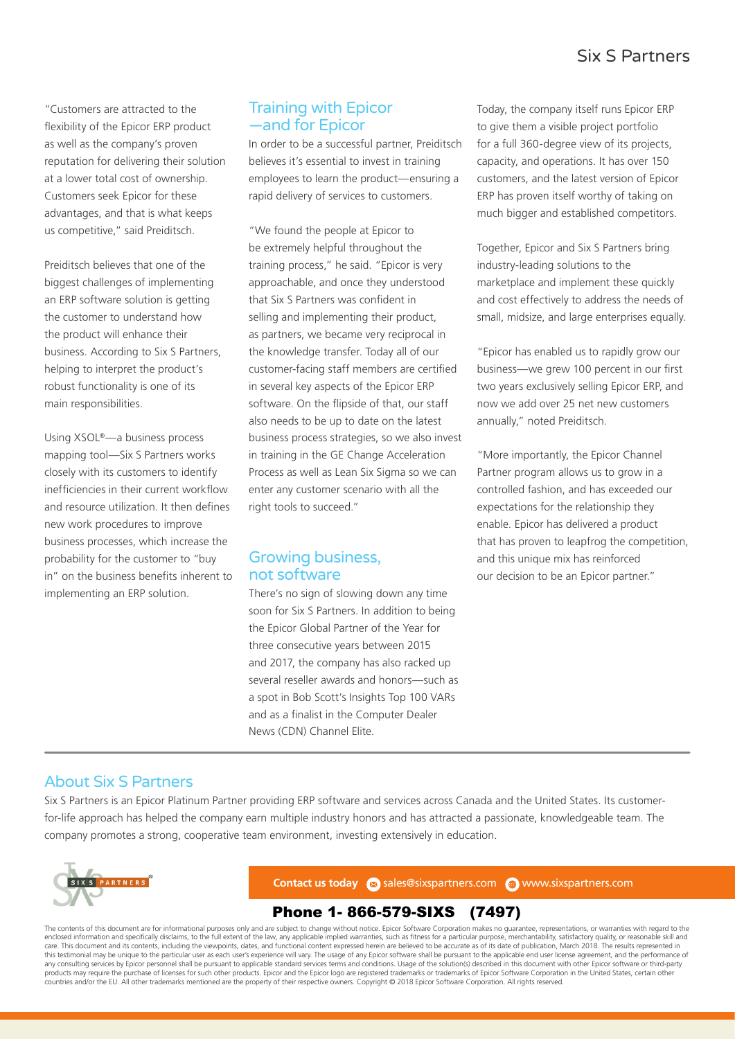"Customers are attracted to the flexibility of the Epicor ERP product as well as the company's proven reputation for delivering their solution at a lower total cost of ownership. Customers seek Epicor for these advantages, and that is what keeps us competitive," said Preiditsch.

Preiditsch believes that one of the biggest challenges of implementing an ERP software solution is getting the customer to understand how the product will enhance their business. According to Six S Partners, helping to interpret the product's robust functionality is one of its main responsibilities.

Using XSOL®—a business process mapping tool—Six S Partners works closely with its customers to identify inefficiencies in their current workflow and resource utilization. It then defines new work procedures to improve business processes, which increase the probability for the customer to "buy in" on the business benefits inherent to implementing an ERP solution.

## Training with Epicor—and for Epicor

In order to be a successful partner, Preiditsch believes it's essential to invest in training employees to learn the product—ensuring a rapid delivery of services to customers.

"We found the people at Epicor to be extremely helpful throughout the training process," he said. "Epicor is very approachable, and once they understood that Six S Partners was confident in selling and implementing their product, as partners, we became very reciprocal in the knowledge transfer. Today all of our customer-facing staff members are certified in several key aspects of the Epicor ERP software. On the flipside of that, our staff also needs to be up to date on the latest business process strategies, so we also invest in training in the GE Change Acceleration Process as well as Lean Six Sigma so we can enter any customer scenario with all the right tools to succeed."

## Growing business, not software

There's no sign of slowing down any time soon for Six S Partners. In addition to being the Epicor Global Partner of the Year for three consecutive years between 2015 and 2017, the company has also racked up several reseller awards and honors—such as a spot in Bob Scott's Insights Top 100 VARs and as a finalist in the Computer Dealer News (CDN) Channel Elite.

Today, the company itself runs Epicor ERP to give them a visible project portfolio for a full 360-degree view of its projects, capacity, and operations. It has over 150 customers, and the latest version of Epicor ERP has proven itself worthy of taking on much bigger and established competitors.

Together, Epicor and Six S Partners bring industry-leading solutions to the marketplace and implement these quickly and cost effectively to address the needs of small, midsize, and large enterprises equally.

"Epicor has enabled us to rapidly grow our business—we grew 100 percent in our first two years exclusively selling Epicor ERP, and now we add over 25 net new customers annually," noted Preiditsch.

"More importantly, the Epicor Channel Partner program allows us to grow in a controlled fashion, and has exceeded our expectations for the relationship they enable. Epicor has delivered a product that has proven to leapfrog the competition, and this unique mix has reinforced our decision to be an Epicor partner."

## About Six S Partners

Six S Partners is an Epicor Platinum Partner providing ERP software and services across Canada and the United States. Its customer-for-life approach has helped the company earn multiple industry honors and has attracted a passionate, knowledgeable team. The company promotes a strong, cooperative team environment, investing extensively in education.

**Contact us today** sales@sixspartners.com www.sixspartners.com

**Phone 1- 866-579-SIXS (7497)**

The contents of this document are for informational purposes only and are subject to change without notice. Epicor Software Corporation makes no guarantee, representations, or warranties with regard to the enclosed information and specifically disclaims, to the full extent of the law, any applicable implied warranties, such as fitness for a particular purpose, merchantability, satisfactory quality, or reasonable skill and care. This document and its contents, including the viewpoints, dates, and functional content expressed herein are believed to be accurate as of its date of publication, March 2018. The results represented in this testimonial may be unique to the particular user as each user's experience will vary. The usage of any Epicor software shall be pursuant to the applicable end user license agreement, and the performance of any consulting services by Epicor personnel shall be pursuant to applicable standard services terms and conditions. Usage of the solution(s) described in this document with other Epicor software or third-party products may require the purchase of licenses for such other products. Epicor and the Epicor logo are registered trademarks or trademarks of Epicor Software Corporation in the United States, certain other countries and/or the EU. All other trademarks mentioned are the property of their respective owners. Copyright © 2018 Epicor Software Corporation. All rights reserved.